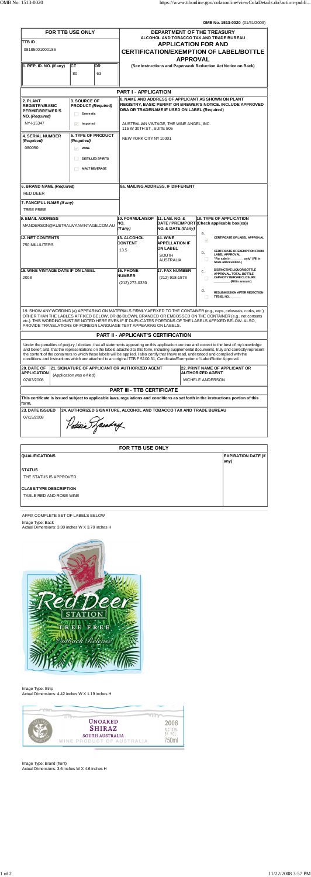OMB No. 1513-0020 (01/31/2009)

| FOR TTB USE ONLY | DEPARTMENT OF THE TREASURY<br>ALCOHOL AND TOBACCO TAX AND TRADE BUREAU<br>**APPLICATION FOR AND CERTIFICATION/EXEMPTION OF LABEL/BOTTLE APPROVAL**<br>(See Instructions and Paperwork Reduction Act Notice on Back) |
|---|---|
| TTB ID<br>08185001000186 | |
| 1. REP. ID. NO. (If any) / CT: 80 / OR: 63 | |

## PART I - APPLICATION

| Field | Value |
|---|---|
| 2. PLANT REGISTRY/BASIC PERMIT/BREWER'S NO. (Required) | NY-I-15347 |
| 3. SOURCE OF PRODUCT (Required) | ☐ Domestic ☑ Imported |
| 4. SERIAL NUMBER (Required) | 080050 |
| 5. TYPE OF PRODUCT (Required) | ☑ WINE ☐ DISTILLED SPIRITS ☐ MALT BEVERAGE |
| 6. BRAND NAME (Required) | RED DEER |
| 7. FANCIFUL NAME (If any) | TREE FREE |
| 8. NAME AND ADDRESS OF APPLICANT AS SHOWN ON PLANT REGISTRY, BASIC PERMIT OR BREWER'S NOTICE. INCLUDE APPROVED DBA OR TRADENAME IF USED ON LABEL (Required) | AUSTRALIAN VINTAGE, THE WINE ANGEL, INC.<br>115 W 30TH ST , SUITE 505<br><br>NEW YORK CITY NY 10001 |
| 8a. MAILING ADDRESS, IF DIFFERENT | |
| 9. EMAIL ADDRESS | MANDERSON@AUSTRALIANVINTAGE.COM.AU |
| 10. FORMULA/SOP NO. (If any) | |
| 11. LAB. NO. & DATE / PREIMPORT NO. & DATE (If any) | |
| 12. NET CONTENTS | 750 MILLILITERS |
| 13. ALCOHOL CONTENT | 13.5 |
| 14. WINE APPELLATION IF ON LABEL | SOUTH AUSTRALIA |
| 15. WINE VINTAGE DATE IF ON LABEL | 2008 |
| 16. PHONE NUMBER | (212) 273-0330 |
| 17. FAX NUMBER | (212) 918-1578 |
| 18. TYPE OF APPLICATION (Check applicable box(es)) | a. ☑ CERTIFICATE OF LABEL APPROVAL<br>b. ☐ CERTIFICATE OF EXEMPTION FROM LABEL APPROVAL "For sale in ____ only" (Fill in State abbreviation.)<br>c. ☐ DISTINCTIVE LIQUOR BOTTLE APPROVAL, TOTAL BOTTLE CAPACITY BEFORE CLOSURE ____ (Fill in amount)<br>d. ☐ RESUBMISSION AFTER REJECTION TTB ID. NO. ____ |

19. SHOW ANY WORDING (a) APPEARING ON MATERIALS FIRMLY AFFIXED TO THE CONTAINER (e.g., caps, celoseals, corks, etc.) OTHER THAN THE LABELS AFFIXED BELOW, OR (b) BLOWN, BRANDED OR EMBOSSED ON THE CONTAINER (e.g., net contents etc.). THIS WORDING MUST BE NOTED HERE EVEN IF IT DUPLICATES PORTIONS OF THE LABELS AFFIXED BELOW. ALSO, PROVIDE TRANSLATIONS OF FOREIGN LANGUAGE TEXT APPEARING ON LABELS.

## PART II - APPLICANT'S CERTIFICATION

Under the penalties of perjury, I declare; that all statements appearing on this application are true and correct to the best of my knowledge and belief; and, that the representations on the labels attached to this form, including supplemental documents, truly and correctly represent the content of the containers to which these labels will be applied. I also certify that I have read, understood and complied with the conditions and instructions which are attached to an original TTB F 5100.31, Certificate/Exemption of Label/Bottle Approval.

| 20. DATE OF APPLICATION | 21. SIGNATURE OF APPLICANT OR AUTHORIZED AGENT | 22. PRINT NAME OF APPLICANT OR AUTHORIZED AGENT |
|---|---|---|
| 07/03/2008 | (Application was e-filed) | MICHELE ANDERSON |

## PART III - TTB CERTIFICATE

This certificate is issued subject to applicable laws, regulations and conditions as set forth in the instructions portion of this form.

| 23. DATE ISSUED | 24. AUTHORIZED SIGNATURE, ALCOHOL AND TOBACCO TAX AND TRADE BUREAU |
|---|---|
| 07/15/2008 | Patricia Yasada |

## FOR TTB USE ONLY

| QUALIFICATIONS | EXPIRATION DATE (If any) |
|---|---|
| | |

**STATUS**

THE STATUS IS APPROVED.

**CLASS/TYPE DESCRIPTION**

TABLE RED AND ROSE WINE

AFFIX COMPLETE SET OF LABELS BELOW

Image Type: Back
Actual Dimensions: 3.30 inches W X 3.70 inches H

Image Type: Strip
Actual Dimensions: 4.42 inches W X 1.19 inches H

Image Type: Brand (front)
Actual Dimensions: 3.6 inches W X 4.6 inches H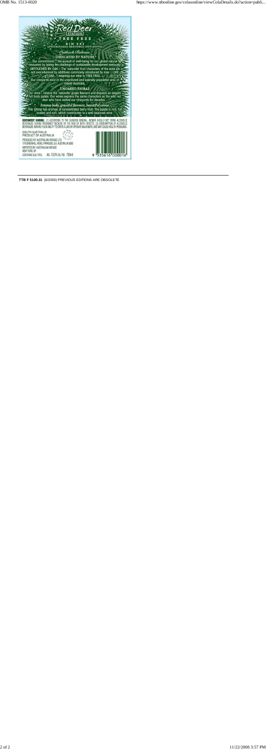# Red Deer

STATION

## TREE FREE

BIN SRI
[SUSTAINABLE RESOURCE INITIATIVE]

*Outback Release*

### DEDICATED BY NATURE

Our commitment... the pursuit of well-being for our global natural resources by taking the challenge of sustainable development seriously. UNTOUCHED BY OAK – The 'naturelle' fruit characters of the wine are not overwhelmed by additives commonly introduced by man – LIKE OAK... meaning our wine is TREE FREE.

Our vineyards nest in the unpolluted and sparsely populated area of inland Australia.

### UNOAKED SHIRAZ

Our wine... retains the 'naturelle' grape flavours and displays an elegant full body palate. Our wines express the same characters as the wild red deer who have visited our vineyards for decades.

*Intense body, graceful flavours, beautiful colour*

This Shiraz has aromas of concentrated berry fruit. The palate is rich, full bodied and soft, which contributes to a well balanced wine.

**GOVERNMENT WARNING:** (1) ACCORDING TO THE SURGEON GENERAL, WOMEN SHOULD NOT DRINK ALCOHOLIC BEVERAGES DURING PREGNANCY BECAUSE OF THE RISK OF BIRTH DEFECTS. (2) CONSUMPTION OF ALCOHOLIC BEVERAGES IMPAIRS YOUR ABILITY TO DRIVE A CAR OR OPERATE MACHINERY, AND MAY CAUSE HEALTH PROBLEMS.

SOUTH AUSTRALIA
PRODUCT OF AUSTRALIA

PRODUCED BY: AUSTRALIAN VINTAGE LTD
170 GREENHILL ROAD, PARKSIDE, S.A. AUSTRALIA 5063
IMPORTED BY: AUSTRALIAN VINTAGE
NEW YORK, NY
CONTAINS SULFITES Alc. 13.5% by Vol. 750ml

9 335616 000016

**TTB F 5100.31** (6/2006) PREVIOUS EDITIONS ARE OBSOLETE